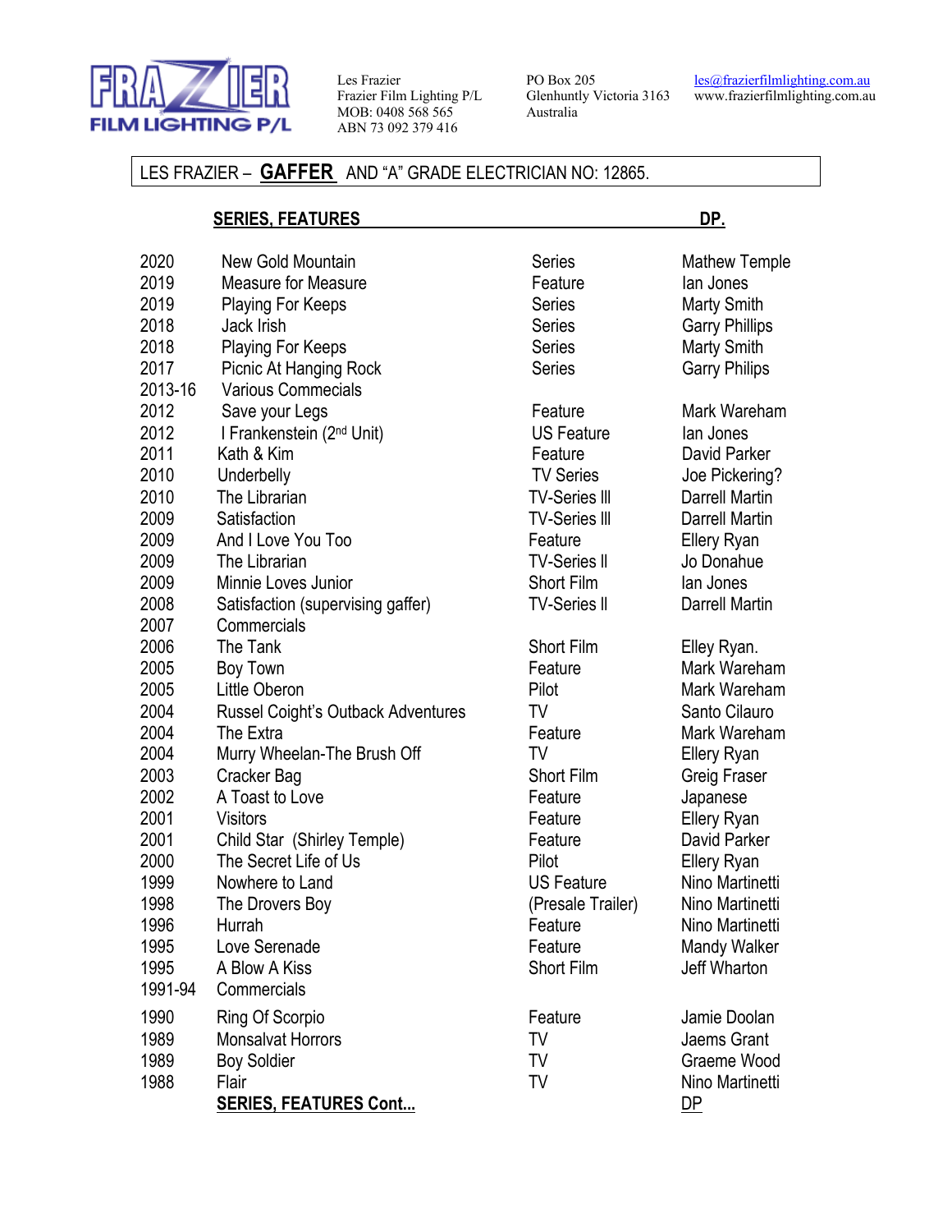FRAZIER FILM LIGHTING P/L

Les Frazier
Frazier Film Lighting P/L
MOB: 0408 568 565
ABN 73 092 379 416

PO Box 205
Glenhuntly Victoria 3163
Australia

les@frazierfilmlighting.com.au
www.frazierfilmlighting.com.au

LES FRAZIER – **GAFFER** AND "A" GRADE ELECTRICIAN NO: 12865.

| | **SERIES, FEATURES** | | **DP.** |
|---|---|---|---|
| 2020 | New Gold Mountain | Series | Mathew Temple |
| 2019 | Measure for Measure | Feature | Ian Jones |
| 2019 | Playing For Keeps | Series | Marty Smith |
| 2018 | Jack Irish | Series | Garry Phillips |
| 2018 | Playing For Keeps | Series | Marty Smith |
| 2017 | Picnic At Hanging Rock | Series | Garry Philips |
| 2013-16 | Various Commecials | | |
| 2012 | Save your Legs | Feature | Mark Wareham |
| 2012 | I Frankenstein (2nd Unit) | US Feature | Ian Jones |
| 2011 | Kath & Kim | Feature | David Parker |
| 2010 | Underbelly | TV Series | Joe Pickering? |
| 2010 | The Librarian | TV-Series III | Darrell Martin |
| 2009 | Satisfaction | TV-Series III | Darrell Martin |
| 2009 | And I Love You Too | Feature | Ellery Ryan |
| 2009 | The Librarian | TV-Series II | Jo Donahue |
| 2009 | Minnie Loves Junior | Short Film | Ian Jones |
| 2008 | Satisfaction (supervising gaffer) | TV-Series II | Darrell Martin |
| 2007 | Commercials | | |
| 2006 | The Tank | Short Film | Elley Ryan. |
| 2005 | Boy Town | Feature | Mark Wareham |
| 2005 | Little Oberon | Pilot | Mark Wareham |
| 2004 | Russel Coight's Outback Adventures | TV | Santo Cilauro |
| 2004 | The Extra | Feature | Mark Wareham |
| 2004 | Murry Wheelan-The Brush Off | TV | Ellery Ryan |
| 2003 | Cracker Bag | Short Film | Greig Fraser |
| 2002 | A Toast to Love | Feature | Japanese |
| 2001 | Visitors | Feature | Ellery Ryan |
| 2001 | Child Star (Shirley Temple) | Feature | David Parker |
| 2000 | The Secret Life of Us | Pilot | Ellery Ryan |
| 1999 | Nowhere to Land | US Feature | Nino Martinetti |
| 1998 | The Drovers Boy | (Presale Trailer) | Nino Martinetti |
| 1996 | Hurrah | Feature | Nino Martinetti |
| 1995 | Love Serenade | Feature | Mandy Walker |
| 1995 | A Blow A Kiss | Short Film | Jeff Wharton |
| 1991-94 | Commercials | | |
| 1990 | Ring Of Scorpio | Feature | Jamie Doolan |
| 1989 | Monsalvat Horrors | TV | Jaems Grant |
| 1989 | Boy Soldier | TV | Graeme Wood |
| 1988 | Flair | TV | Nino Martinetti |

**SERIES, FEATURES Cont...** **DP**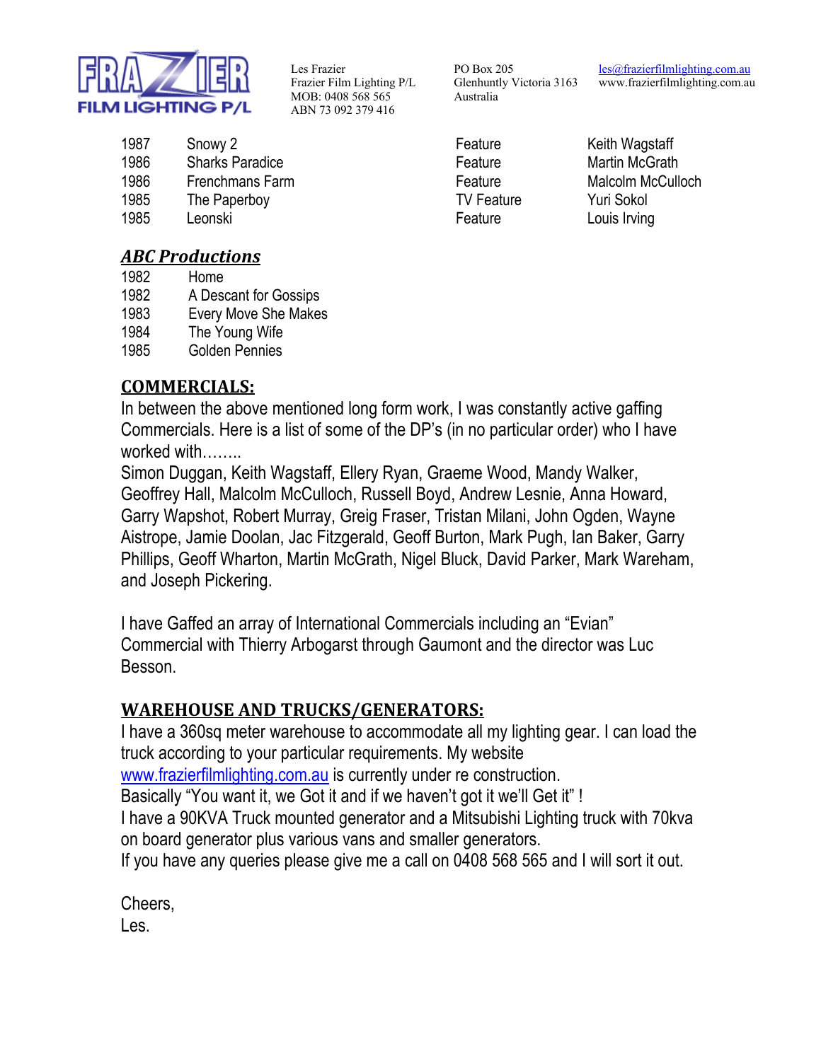| | | | |
|---|---|---|---|
| 1987 | Snowy 2 | Feature | Keith Wagstaff |
| 1986 | Sharks Paradice | Feature | Martin McGrath |
| 1986 | Frenchmans Farm | Feature | Malcolm McCulloch |
| 1985 | The Paperboy | TV Feature | Yuri Sokol |
| 1985 | Leonski | Feature | Louis Irving |

### ***ABC Productions***

| | |
|---|---|
| 1982 | Home |
| 1982 | A Descant for Gossips |
| 1983 | Every Move She Makes |
| 1984 | The Young Wife |
| 1985 | Golden Pennies |

### **COMMERCIALS:**

In between the above mentioned long form work, I was constantly active gaffing Commercials. Here is a list of some of the DP's (in no particular order) who I have worked with……..
Simon Duggan, Keith Wagstaff, Ellery Ryan, Graeme Wood, Mandy Walker, Geoffrey Hall, Malcolm McCulloch, Russell Boyd, Andrew Lesnie, Anna Howard, Garry Wapshot, Robert Murray, Greig Fraser, Tristan Milani, John Ogden, Wayne Aistrope, Jamie Doolan, Jac Fitzgerald, Geoff Burton, Mark Pugh, Ian Baker, Garry Phillips, Geoff Wharton, Martin McGrath, Nigel Bluck, David Parker, Mark Wareham, and Joseph Pickering.

I have Gaffed an array of International Commercials including an "Evian" Commercial with Thierry Arbogarst through Gaumont and the director was Luc Besson.

### **WAREHOUSE AND TRUCKS/GENERATORS:**

I have a 360sq meter warehouse to accommodate all my lighting gear. I can load the truck according to your particular requirements. My website www.frazierfilmlighting.com.au is currently under re construction.
Basically "You want it, we Got it and if we haven't got it we'll Get it" !
I have a 90KVA Truck mounted generator and a Mitsubishi Lighting truck with 70kva on board generator plus various vans and smaller generators.
If you have any queries please give me a call on 0408 568 565 and I will sort it out.

Cheers,
Les.